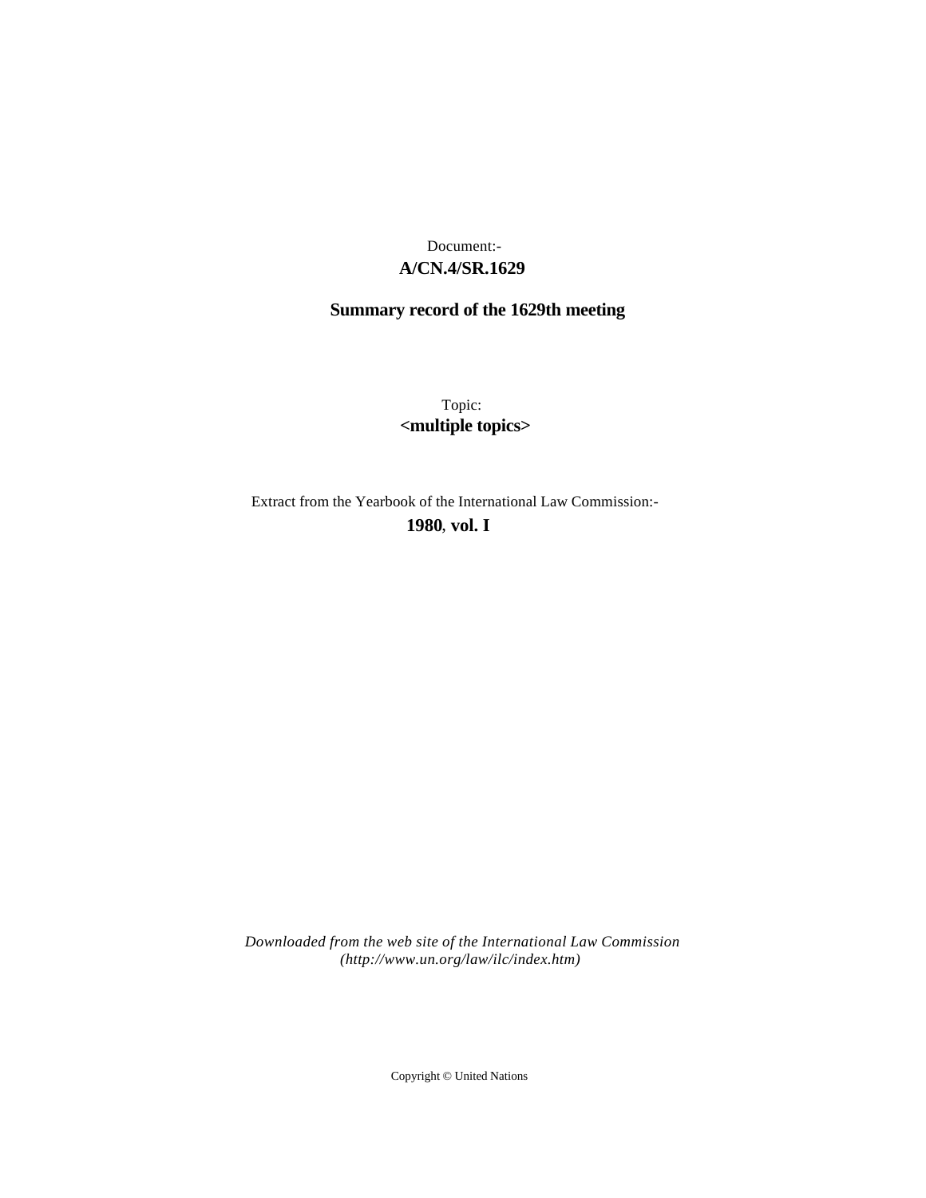Document:-

**A/CN.4/SR.1629**

**Summary record of the 1629th meeting**

Topic:

**<multiple topics>**

Extract from the Yearbook of the International Law Commission:-

**1980, vol. I**

*Downloaded from the web site of the International Law Commission (http://www.un.org/law/ilc/index.htm)*

Copyright © United Nations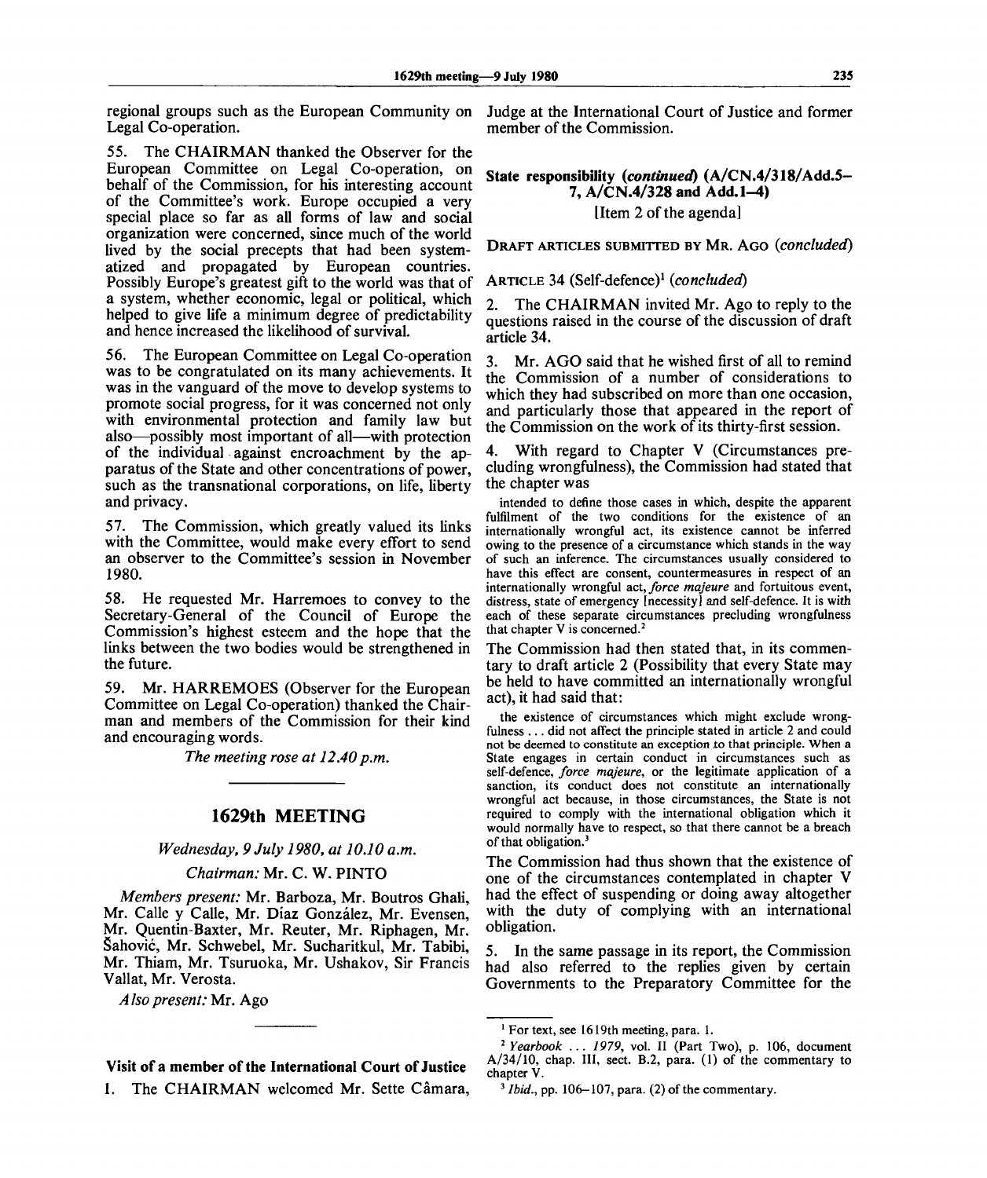regional groups such as the European Community on Legal Co-operation.

55. The CHAIRMAN thanked the Observer for the European Committee on Legal Co-operation, on behalf of the Commission, for his interesting account of the Committee's work. Europe occupied a very special place so far as all forms of law and social organization were concerned, since much of the world lived by the social precepts that had been systematized and propagated by European countries. Possibly Europe's greatest gift to the world was that of a system, whether economic, legal or political, which helped to give life a minimum degree of predictability and hence increased the likelihood of survival.

56. The European Committee on Legal Co-operation was to be congratulated on its many achievements. It was in the vanguard of the move to develop systems to promote social progress, for it was concerned not only with environmental protection and family law but also—possibly most important of all—with protection of the individual against encroachment by the apparatus of the State and other concentrations of power, such as the transnational corporations, on life, liberty and privacy.

57. The Commission, which greatly valued its links with the Committee, would make every effort to send an observer to the Committee's session in November 1980.

58. He requested Mr. Harremoes to convey to the Secretary-General of the Council of Europe the Commission's highest esteem and the hope that the links between the two bodies would be strengthened in the future.

59. Mr. HARREMOES (Observer for the European Committee on Legal Co-operation) thanked the Chairman and members of the Commission for their kind and encouraging words.

*The meeting rose at 12.40 p.m.*

## 1629th MEETING

*Wednesday, 9 July 1980, at 10.10 a.m.*

*Chairman:* Mr. C. W. PINTO

*Members present:* Mr. Barboza, Mr. Boutros Ghali, Mr. Calle y Calle, Mr. Díaz González, Mr. Evensen, Mr. Quentin-Baxter, Mr. Reuter, Mr. Riphagen, Mr. Šahović, Mr. Schwebel, Mr. Sucharitkul, Mr. Tabibi, Mr. Thiam, Mr. Tsuruoka, Mr. Ushakov, Sir Francis Vallat, Mr. Verosta.

*Also present:* Mr. Ago

### Visit of a member of the International Court of Justice

1. The CHAIRMAN welcomed Mr. Sette Câmara, Judge at the International Court of Justice and former member of the Commission.

### State responsibility (*continued*) (A/CN.4/318/Add.5–7, A/CN.4/328 and Add.1–4)

[Item 2 of the agenda]

DRAFT ARTICLES SUBMITTED BY MR. AGO (*concluded*)

ARTICLE 34 (Self-defence)[1] (*concluded*)

2. The CHAIRMAN invited Mr. Ago to reply to the questions raised in the course of the discussion of draft article 34.

3. Mr. AGO said that he wished first of all to remind the Commission of a number of considerations to which they had subscribed on more than one occasion, and particularly those that appeared in the report of the Commission on the work of its thirty-first session.

4. With regard to Chapter V (Circumstances precluding wrongfulness), the Commission had stated that the chapter was

> intended to define those cases in which, despite the apparent fulfilment of the two conditions for the existence of an internationally wrongful act, its existence cannot be inferred owing to the presence of a circumstance which stands in the way of such an inference. The circumstances usually considered to have this effect are consent, countermeasures in respect of an internationally wrongful act, *force majeure* and fortuitous event, distress, state of emergency [necessity] and self-defence. It is with each of these separate circumstances precluding wrongfulness that chapter V is concerned.[2]

The Commission had then stated that, in its commentary to draft article 2 (Possibility that every State may be held to have committed an internationally wrongful act), it had said that:

> the existence of circumstances which might exclude wrongfulness ... did not affect the principle stated in article 2 and could not be deemed to constitute an exception to that principle. When a State engages in certain conduct in circumstances such as self-defence, *force majeure*, or the legitimate application of a sanction, its conduct does not constitute an internationally wrongful act because, in those circumstances, the State is not required to comply with the international obligation which it would normally have to respect, so that there cannot be a breach of that obligation.[3]

The Commission had thus shown that the existence of one of the circumstances contemplated in chapter V had the effect of suspending or doing away altogether with the duty of complying with an international obligation.

5. In the same passage in its report, the Commission had also referred to the replies given by certain Governments to the Preparatory Committee for the

---

[1] For text, see 1619th meeting, para. 1.

[2] *Yearbook ... 1979*, vol. II (Part Two), p. 106, document A/34/10, chap. III, sect. B.2, para. (1) of the commentary to chapter V.

[3] *Ibid.*, pp. 106–107, para. (2) of the commentary.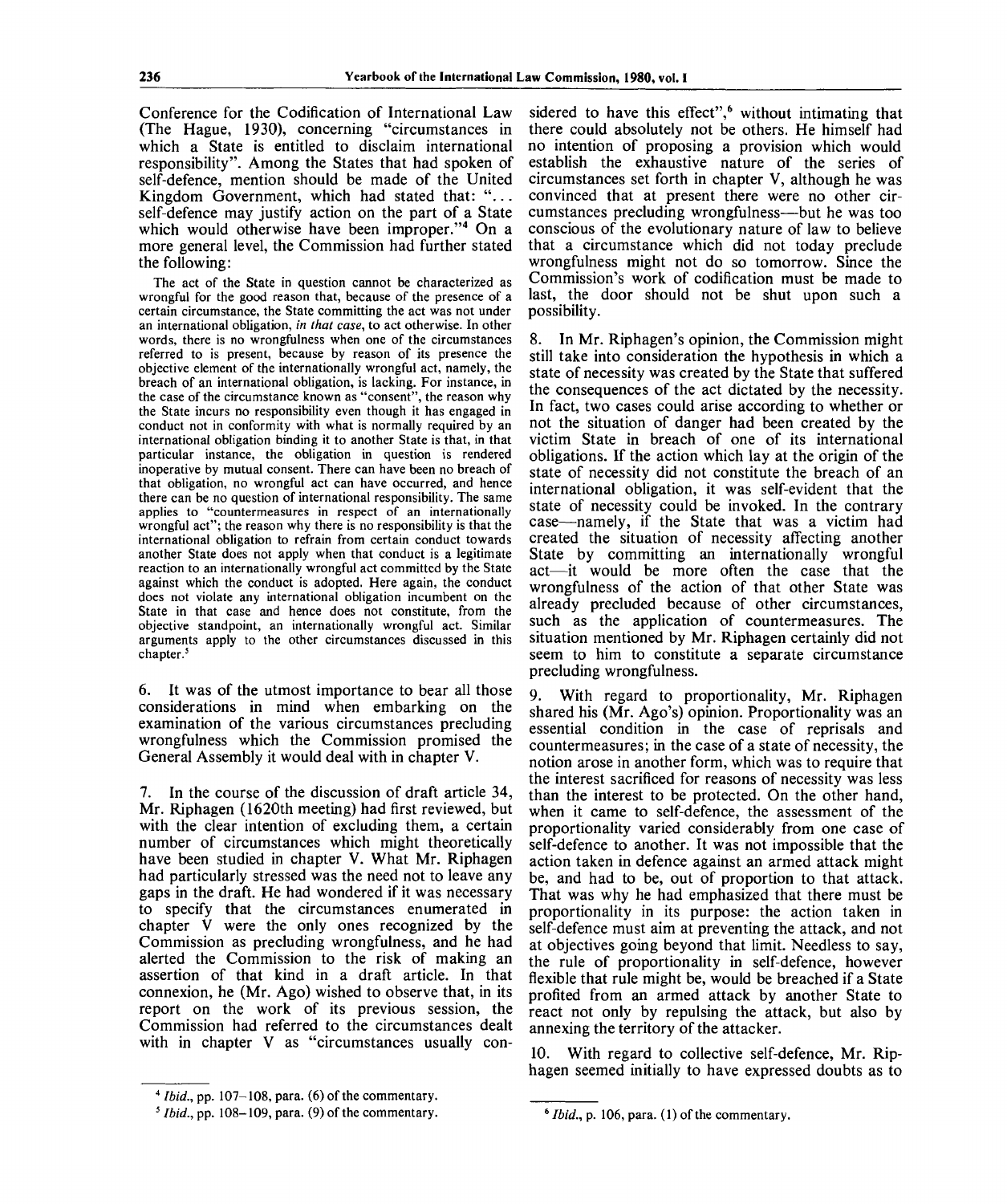Conference for the Codification of International Law (The Hague, 1930), concerning "circumstances in which a State is entitled to disclaim international responsibility". Among the States that had spoken of self-defence, mention should be made of the United Kingdom Government, which had stated that: "... self-defence may justify action on the part of a State which would otherwise have been improper."[4] On a more general level, the Commission had further stated the following:

> The act of the State in question cannot be characterized as wrongful for the good reason that, because of the presence of a certain circumstance, the State committing the act was not under an international obligation, *in that case*, to act otherwise. In other words, there is no wrongfulness when one of the circumstances referred to is present, because by reason of its presence the objective element of the internationally wrongful act, namely, the breach of an international obligation, is lacking. For instance, in the case of the circumstance known as "consent", the reason why the State incurs no responsibility even though it has engaged in conduct not in conformity with what is normally required by an international obligation binding it to another State is that, in that particular instance, the obligation in question is rendered inoperative by mutual consent. There can have been no breach of that obligation, no wrongful act can have occurred, and hence there can be no question of international responsibility. The same applies to "countermeasures in respect of an internationally wrongful act"; the reason why there is no responsibility is that the international obligation to refrain from certain conduct towards another State does not apply when that conduct is a legitimate reaction to an internationally wrongful act committed by the State against which the conduct is adopted. Here again, the conduct does not violate any international obligation incumbent on the State in that case and hence does not constitute, from the objective standpoint, an internationally wrongful act. Similar arguments apply to the other circumstances discussed in this chapter.[5]

6. It was of the utmost importance to bear all those considerations in mind when embarking on the examination of the various circumstances precluding wrongfulness which the Commission promised the General Assembly it would deal with in chapter V.

7. In the course of the discussion of draft article 34, Mr. Riphagen (1620th meeting) had first reviewed, but with the clear intention of excluding them, a certain number of circumstances which might theoretically have been studied in chapter V. What Mr. Riphagen had particularly stressed was the need not to leave any gaps in the draft. He had wondered if it was necessary to specify that the circumstances enumerated in chapter V were the only ones recognized by the Commission as precluding wrongfulness, and he had alerted the Commission to the risk of making an assertion of that kind in a draft article. In that connexion, he (Mr. Ago) wished to observe that, in its report on the work of its previous session, the Commission had referred to the circumstances dealt with in chapter V as "circumstances usually considered to have this effect",[6] without intimating that there could absolutely not be others. He himself had no intention of proposing a provision which would establish the exhaustive nature of the series of circumstances set forth in chapter V, although he was convinced that at present there were no other circumstances precluding wrongfulness—but he was too conscious of the evolutionary nature of law to believe that a circumstance which did not today preclude wrongfulness might not do so tomorrow. Since the Commission's work of codification must be made to last, the door should not be shut upon such a possibility.

8. In Mr. Riphagen's opinion, the Commission might still take into consideration the hypothesis in which a state of necessity was created by the State that suffered the consequences of the act dictated by the necessity. In fact, two cases could arise according to whether or not the situation of danger had been created by the victim State in breach of one of its international obligations. If the action which lay at the origin of the state of necessity did not constitute the breach of an international obligation, it was self-evident that the state of necessity could be invoked. In the contrary case—namely, if the State that was a victim had created the situation of necessity affecting another State by committing an internationally wrongful act—it would be more often the case that the wrongfulness of the action of that other State was already precluded because of other circumstances, such as the application of countermeasures. The situation mentioned by Mr. Riphagen certainly did not seem to him to constitute a separate circumstance precluding wrongfulness.

9. With regard to proportionality, Mr. Riphagen shared his (Mr. Ago's) opinion. Proportionality was an essential condition in the case of reprisals and countermeasures; in the case of a state of necessity, the notion arose in another form, which was to require that the interest sacrificed for reasons of necessity was less than the interest to be protected. On the other hand, when it came to self-defence, the assessment of the proportionality varied considerably from one case of self-defence to another. It was not impossible that the action taken in defence against an armed attack might be, and had to be, out of proportion to that attack. That was why he had emphasized that there must be proportionality in its purpose: the action taken in self-defence must aim at preventing the attack, and not at objectives going beyond that limit. Needless to say, the rule of proportionality in self-defence, however flexible that rule might be, would be breached if a State profited from an armed attack by another State to react not only by repulsing the attack, but also by annexing the territory of the attacker.

10. With regard to collective self-defence, Mr. Riphagen seemed initially to have expressed doubts as to

---

[4] *Ibid.*, pp. 107–108, para. (6) of the commentary.

[5] *Ibid.*, pp. 108–109, para. (9) of the commentary.

[6] *Ibid.*, p. 106, para. (1) of the commentary.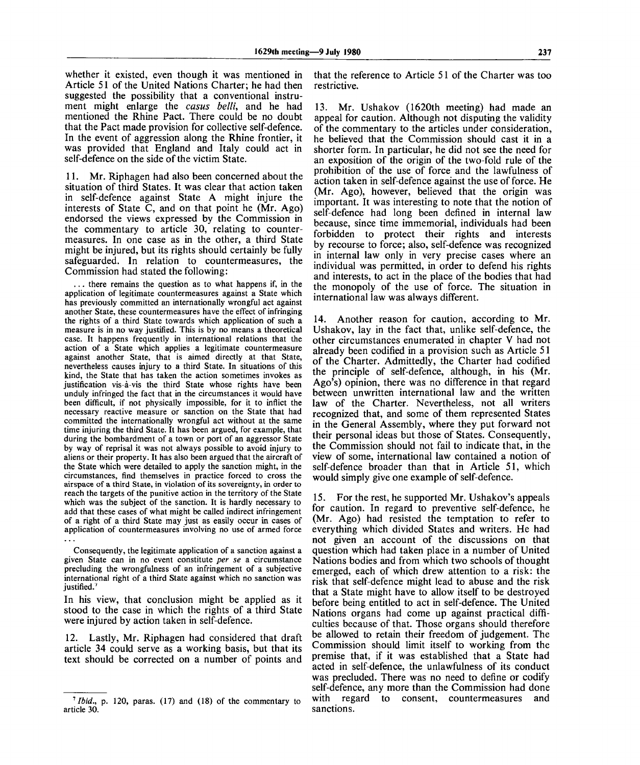whether it existed, even though it was mentioned in Article 51 of the United Nations Charter; he had then suggested the possibility that a conventional instrument might enlarge the *casus belli*, and he had mentioned the Rhine Pact. There could be no doubt that the Pact made provision for collective self-defence. In the event of aggression along the Rhine frontier, it was provided that England and Italy could act in self-defence on the side of the victim State.

11. Mr. Riphagen had also been concerned about the situation of third States. It was clear that action taken in self-defence against State A might injure the interests of State C, and on that point he (Mr. Ago) endorsed the views expressed by the Commission in the commentary to article 30, relating to countermeasures. In one case as in the other, a third State might be injured, but its rights should certainly be fully safeguarded. In relation to countermeasures, the Commission had stated the following:

> ... there remains the question as to what happens if, in the application of legitimate countermeasures against a State which has previously committed an internationally wrongful act against another State, these countermeasures have the effect of infringing the rights of a third State towards which application of such a measure is in no way justified. This is by no means a theoretical case. It happens frequently in international relations that the action of a State which applies a legitimate countermeasure against another State, that is aimed directly at that State, nevertheless causes injury to a third State. In situations of this kind, the State that has taken the action sometimes invokes as justification vis-à-vis the third State whose rights have been unduly infringed the fact that in the circumstances it would have been difficult, if not physically impossible, for it to inflict the necessary reactive measure or sanction on the State that had committed the internationally wrongful act without at the same time injuring the third State. It has been argued, for example, that during the bombardment of a town or port of an aggressor State by way of reprisal it was not always possible to avoid injury to aliens or their property. It has also been argued that the aircraft of the State which were detailed to apply the sanction might, in the circumstances, find themselves in practice forced to cross the airspace of a third State, in violation of its sovereignty, in order to reach the targets of the punitive action in the territory of the State which was the subject of the sanction. It is hardly necessary to add that these cases of what might be called indirect infringement of a right of a third State may just as easily occur in cases of application of countermeasures involving no use of armed force ...
>
> Consequently, the legitimate application of a sanction against a given State can in no event constitute *per se* a circumstance precluding the wrongfulness of an infringement of a subjective international right of a third State against which no sanction was justified.[7]

In his view, that conclusion might be applied as it stood to the case in which the rights of a third State were injured by action taken in self-defence.

12. Lastly, Mr. Riphagen had considered that draft article 34 could serve as a working basis, but that its text should be corrected on a number of points and that the reference to Article 51 of the Charter was too restrictive.

13. Mr. Ushakov (1620th meeting) had made an appeal for caution. Although not disputing the validity of the commentary to the articles under consideration, he believed that the Commission should cast it in a shorter form. In particular, he did not see the need for an exposition of the origin of the two-fold rule of the prohibition of the use of force and the lawfulness of action taken in self-defence against the use of force. He (Mr. Ago), however, believed that the origin was important. It was interesting to note that the notion of self-defence had long been defined in internal law because, since time immemorial, individuals had been forbidden to protect their rights and interests by recourse to force; also, self-defence was recognized in internal law only in very precise cases where an individual was permitted, in order to defend his rights and interests, to act in the place of the bodies that had the monopoly of the use of force. The situation in international law was always different.

14. Another reason for caution, according to Mr. Ushakov, lay in the fact that, unlike self-defence, the other circumstances enumerated in chapter V had not already been codified in a provision such as Article 51 of the Charter. Admittedly, the Charter had codified the principle of self-defence, although, in his (Mr. Ago's) opinion, there was no difference in that regard between unwritten international law and the written law of the Charter. Nevertheless, not all writers recognized that, and some of them represented States in the General Assembly, where they put forward not their personal ideas but those of States. Consequently, the Commission should not fail to indicate that, in the view of some, international law contained a notion of self-defence broader than that in Article 51, which would simply give one example of self-defence.

15. For the rest, he supported Mr. Ushakov's appeals for caution. In regard to preventive self-defence, he (Mr. Ago) had resisted the temptation to refer to everything which divided States and writers. He had not given an account of the discussions on that question which had taken place in a number of United Nations bodies and from which two schools of thought emerged, each of which drew attention to a risk: the risk that self-defence might lead to abuse and the risk that a State might have to allow itself to be destroyed before being entitled to act in self-defence. The United Nations organs had come up against practical difficulties because of that. Those organs should therefore be allowed to retain their freedom of judgement. The Commission should limit itself to working from the premise that, if it was established that a State had acted in self-defence, the unlawfulness of its conduct was precluded. There was no need to define or codify self-defence, any more than the Commission had done with regard to consent, countermeasures and sanctions.

---

[7] *Ibid.*, p. 120, paras. (17) and (18) of the commentary to article 30.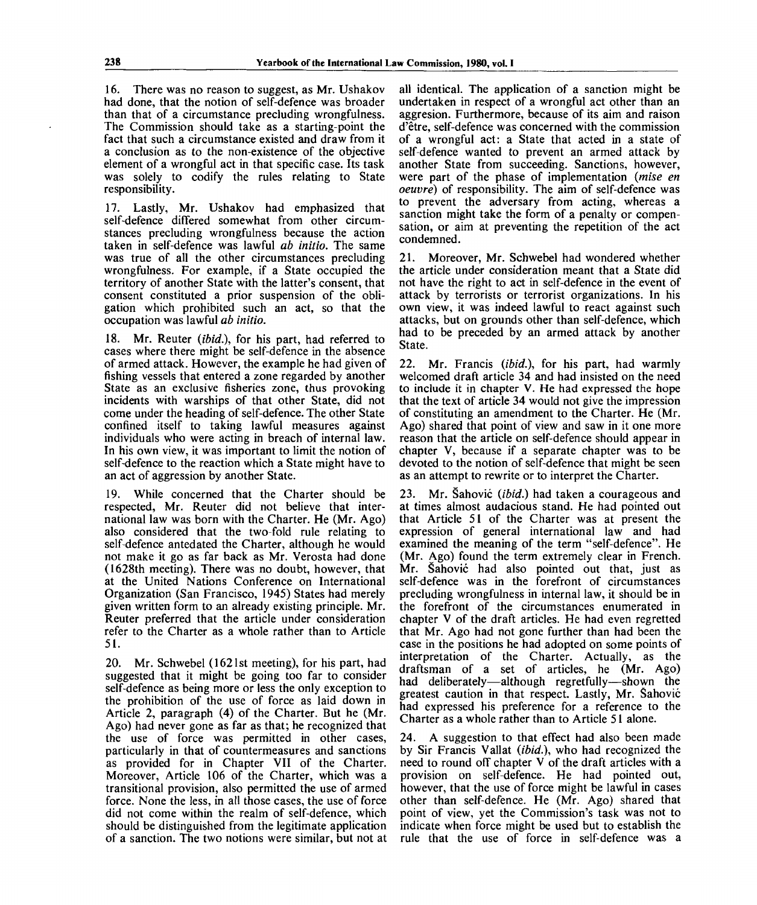16. There was no reason to suggest, as Mr. Ushakov had done, that the notion of self-defence was broader than that of a circumstance precluding wrongfulness. The Commission should take as a starting-point the fact that such a circumstance existed and draw from it a conclusion as to the non-existence of the objective element of a wrongful act in that specific case. Its task was solely to codify the rules relating to State responsibility.

17. Lastly, Mr. Ushakov had emphasized that self-defence differed somewhat from other circumstances precluding wrongfulness because the action taken in self-defence was lawful *ab initio*. The same was true of all the other circumstances precluding wrongfulness. For example, if a State occupied the territory of another State with the latter's consent, that consent constituted a prior suspension of the obligation which prohibited such an act, so that the occupation was lawful *ab initio*.

18. Mr. Reuter (*ibid.*), for his part, had referred to cases where there might be self-defence in the absence of armed attack. However, the example he had given of fishing vessels that entered a zone regarded by another State as an exclusive fisheries zone, thus provoking incidents with warships of that other State, did not come under the heading of self-defence. The other State confined itself to taking lawful measures against individuals who were acting in breach of internal law. In his own view, it was important to limit the notion of self-defence to the reaction which a State might have to an act of aggression by another State.

19. While concerned that the Charter should be respected, Mr. Reuter did not believe that international law was born with the Charter. He (Mr. Ago) also considered that the two-fold rule relating to self-defence antedated the Charter, although he would not make it go as far back as Mr. Verosta had done (1628th meeting). There was no doubt, however, that at the United Nations Conference on International Organization (San Francisco, 1945) States had merely given written form to an already existing principle. Mr. Reuter preferred that the article under consideration refer to the Charter as a whole rather than to Article 51.

20. Mr. Schwebel (1621st meeting), for his part, had suggested that it might be going too far to consider self-defence as being more or less the only exception to the prohibition of the use of force as laid down in Article 2, paragraph (4) of the Charter. But he (Mr. Ago) had never gone as far as that; he recognized that the use of force was permitted in other cases, particularly in that of countermeasures and sanctions as provided for in Chapter VII of the Charter. Moreover, Article 106 of the Charter, which was a transitional provision, also permitted the use of armed force. None the less, in all those cases, the use of force did not come within the realm of self-defence, which should be distinguished from the legitimate application of a sanction. The two notions were similar, but not at all identical. The application of a sanction might be undertaken in respect of a wrongful act other than an aggresion. Furthermore, because of its aim and raison d'être, self-defence was concerned with the commission of a wrongful act: a State that acted in a state of self-defence wanted to prevent an armed attack by another State from succeeding. Sanctions, however, were part of the phase of implementation (*mise en oeuvre*) of responsibility. The aim of self-defence was to prevent the adversary from acting, whereas a sanction might take the form of a penalty or compensation, or aim at preventing the repetition of the act condemned.

21. Moreover, Mr. Schwebel had wondered whether the article under consideration meant that a State did not have the right to act in self-defence in the event of attack by terrorists or terrorist organizations. In his own view, it was indeed lawful to react against such attacks, but on grounds other than self-defence, which had to be preceded by an armed attack by another State.

22. Mr. Francis (*ibid.*), for his part, had warmly welcomed draft article 34 and had insisted on the need to include it in chapter V. He had expressed the hope that the text of article 34 would not give the impression of constituting an amendment to the Charter. He (Mr. Ago) shared that point of view and saw in it one more reason that the article on self-defence should appear in chapter V, because if a separate chapter was to be devoted to the notion of self-defence that might be seen as an attempt to rewrite or to interpret the Charter.

23. Mr. Šahović (*ibid.*) had taken a courageous and at times almost audacious stand. He had pointed out that Article 51 of the Charter was at present the expression of general international law and had examined the meaning of the term "self-defence". He (Mr. Ago) found the term extremely clear in French. Mr. Šahović had also pointed out that, just as self-defence was in the forefront of circumstances precluding wrongfulness in internal law, it should be in the forefront of the circumstances enumerated in chapter V of the draft articles. He had even regretted that Mr. Ago had not gone further than had been the case in the positions he had adopted on some points of interpretation of the Charter. Actually, as the draftsman of a set of articles, he (Mr. Ago) had deliberately—although regretfully—shown the greatest caution in that respect. Lastly, Mr. Šahović had expressed his preference for a reference to the Charter as a whole rather than to Article 51 alone.

24. A suggestion to that effect had also been made by Sir Francis Vallat (*ibid.*), who had recognized the need to round off chapter V of the draft articles with a provision on self-defence. He had pointed out, however, that the use of force might be lawful in cases other than self-defence. He (Mr. Ago) shared that point of view, yet the Commission's task was not to indicate when force might be used but to establish the rule that the use of force in self-defence was a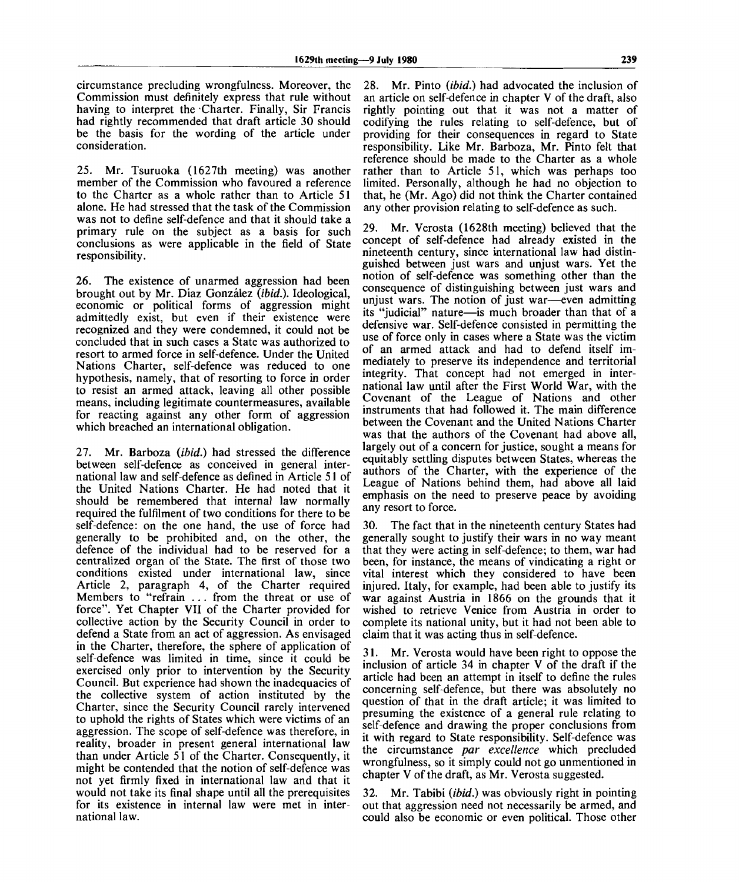circumstance precluding wrongfulness. Moreover, the Commission must definitely express that rule without having to interpret the Charter. Finally, Sir Francis had rightly recommended that draft article 30 should be the basis for the wording of the article under consideration.

25. Mr. Tsuruoka (1627th meeting) was another member of the Commission who favoured a reference to the Charter as a whole rather than to Article 51 alone. He had stressed that the task of the Commission was not to define self-defence and that it should take a primary rule on the subject as a basis for such conclusions as were applicable in the field of State responsibility.

26. The existence of unarmed aggression had been brought out by Mr. Díaz González (*ibid.*). Ideological, economic or political forms of aggression might admittedly exist, but even if their existence were recognized and they were condemned, it could not be concluded that in such cases a State was authorized to resort to armed force in self-defence. Under the United Nations Charter, self-defence was reduced to one hypothesis, namely, that of resorting to force in order to resist an armed attack, leaving all other possible means, including legitimate countermeasures, available for reacting against any other form of aggression which breached an international obligation.

27. Mr. Barboza (*ibid.*) had stressed the difference between self-defence as conceived in general international law and self-defence as defined in Article 51 of the United Nations Charter. He had noted that it should be remembered that internal law normally required the fulfilment of two conditions for there to be self-defence: on the one hand, the use of force had generally to be prohibited and, on the other, the defence of the individual had to be reserved for a centralized organ of the State. The first of those two conditions existed under international law, since Article 2, paragraph 4, of the Charter required Members to "refrain ... from the threat or use of force". Yet Chapter VII of the Charter provided for collective action by the Security Council in order to defend a State from an act of aggression. As envisaged in the Charter, therefore, the sphere of application of self-defence was limited in time, since it could be exercised only prior to intervention by the Security Council. But experience had shown the inadequacies of the collective system of action instituted by the Charter, since the Security Council rarely intervened to uphold the rights of States which were victims of an aggression. The scope of self-defence was therefore, in reality, broader in present general international law than under Article 51 of the Charter. Consequently, it might be contended that the notion of self-defence was not yet firmly fixed in international law and that it would not take its final shape until all the prerequisites for its existence in internal law were met in international law.

28. Mr. Pinto (*ibid.*) had advocated the inclusion of an article on self-defence in chapter V of the draft, also rightly pointing out that it was not a matter of codifying the rules relating to self-defence, but of providing for their consequences in regard to State responsibility. Like Mr. Barboza, Mr. Pinto felt that reference should be made to the Charter as a whole rather than to Article 51, which was perhaps too limited. Personally, although he had no objection to that, he (Mr. Ago) did not think the Charter contained any other provision relating to self-defence as such.

29. Mr. Verosta (1628th meeting) believed that the concept of self-defence had already existed in the nineteenth century, since international law had distinguished between just wars and unjust wars. Yet the notion of self-defence was something other than the consequence of distinguishing between just wars and unjust wars. The notion of just war—even admitting its "judicial" nature—is much broader than that of a defensive war. Self-defence consisted in permitting the use of force only in cases where a State was the victim of an armed attack and had to defend itself immediately to preserve its independence and territorial integrity. That concept had not emerged in international law until after the First World War, with the Covenant of the League of Nations and other instruments that had followed it. The main difference between the Covenant and the United Nations Charter was that the authors of the Covenant had above all, largely out of a concern for justice, sought a means for equitably settling disputes between States, whereas the authors of the Charter, with the experience of the League of Nations behind them, had above all laid emphasis on the need to preserve peace by avoiding any resort to force.

30. The fact that in the nineteenth century States had generally sought to justify their wars in no way meant that they were acting in self-defence; to them, war had been, for instance, the means of vindicating a right or vital interest which they considered to have been injured. Italy, for example, had been able to justify its war against Austria in 1866 on the grounds that it wished to retrieve Venice from Austria in order to complete its national unity, but it had not been able to claim that it was acting thus in self-defence.

31. Mr. Verosta would have been right to oppose the inclusion of article 34 in chapter V of the draft if the article had been an attempt in itself to define the rules concerning self-defence, but there was absolutely no question of that in the draft article; it was limited to presuming the existence of a general rule relating to self-defence and drawing the proper conclusions from it with regard to State responsibility. Self-defence was the circumstance *par excellence* which precluded wrongfulness, so it simply could not go unmentioned in chapter V of the draft, as Mr. Verosta suggested.

32. Mr. Tabibi (*ibid.*) was obviously right in pointing out that aggression need not necessarily be armed, and could also be economic or even political. Those other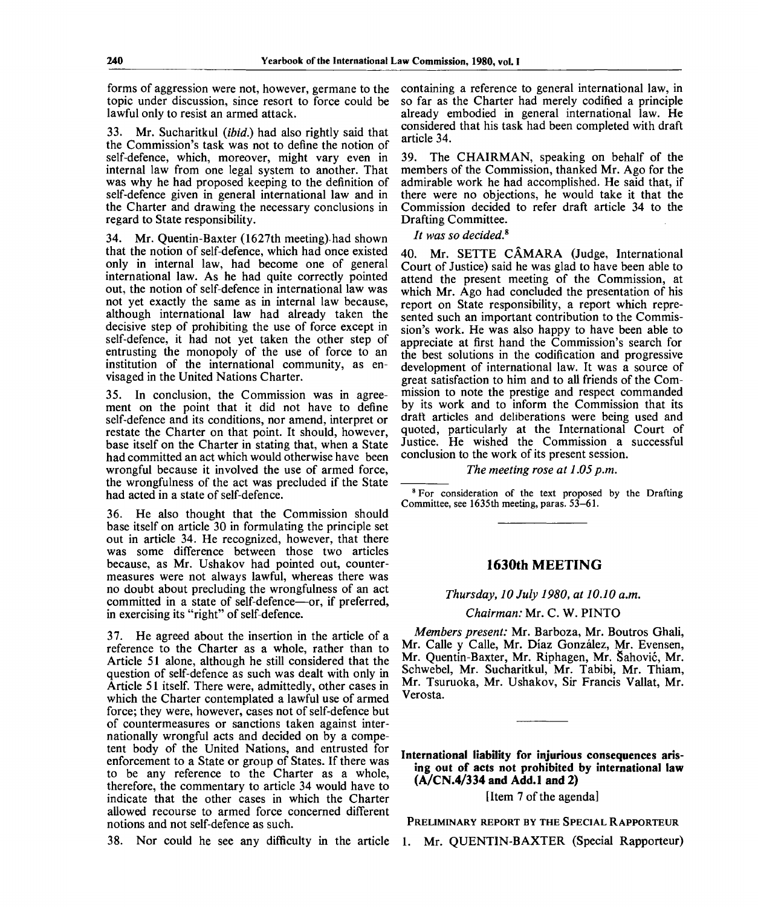forms of aggression were not, however, germane to the topic under discussion, since resort to force could be lawful only to resist an armed attack.

33. Mr. Sucharitkul (*ibid.*) had also rightly said that the Commission's task was not to define the notion of self-defence, which, moreover, might vary even in internal law from one legal system to another. That was why he had proposed keeping to the definition of self-defence given in general international law and in the Charter and drawing the necessary conclusions in regard to State responsibility.

34. Mr. Quentin-Baxter (1627th meeting) had shown that the notion of self-defence, which had once existed only in internal law, had become one of general international law. As he had quite correctly pointed out, the notion of self-defence in international law was not yet exactly the same as in internal law because, although international law had already taken the decisive step of prohibiting the use of force except in self-defence, it had not yet taken the other step of entrusting the monopoly of the use of force to an institution of the international community, as envisaged in the United Nations Charter.

35. In conclusion, the Commission was in agreement on the point that it did not have to define self-defence and its conditions, nor amend, interpret or restate the Charter on that point. It should, however, base itself on the Charter in stating that, when a State had committed an act which would otherwise have been wrongful because it involved the use of armed force, the wrongfulness of the act was precluded if the State had acted in a state of self-defence.

36. He also thought that the Commission should base itself on article 30 in formulating the principle set out in article 34. He recognized, however, that there was some difference between those two articles because, as Mr. Ushakov had pointed out, countermeasures were not always lawful, whereas there was no doubt about precluding the wrongfulness of an act committed in a state of self-defence—or, if preferred, in exercising its "right" of self-defence.

37. He agreed about the insertion in the article of a reference to the Charter as a whole, rather than to Article 51 alone, although he still considered that the question of self-defence as such was dealt with only in Article 51 itself. There were, admittedly, other cases in which the Charter contemplated a lawful use of armed force; they were, however, cases not of self-defence but of countermeasures or sanctions taken against internationally wrongful acts and decided on by a competent body of the United Nations, and entrusted for enforcement to a State or group of States. If there was to be any reference to the Charter as a whole, therefore, the commentary to article 34 would have to indicate that the other cases in which the Charter allowed recourse to armed force concerned different notions and not self-defence as such.

38. Nor could he see any difficulty in the article containing a reference to general international law, in so far as the Charter had merely codified a principle already embodied in general international law. He considered that his task had been completed with draft article 34.

39. The CHAIRMAN, speaking on behalf of the members of the Commission, thanked Mr. Ago for the admirable work he had accomplished. He said that, if there were no objections, he would take it that the Commission decided to refer draft article 34 to the Drafting Committee.

*It was so decided.*[8]

40. Mr. SETTE CÂMARA (Judge, International Court of Justice) said he was glad to have been able to attend the present meeting of the Commission, at which Mr. Ago had concluded the presentation of his report on State responsibility, a report which represented such an important contribution to the Commission's work. He was also happy to have been able to appreciate at first hand the Commission's search for the best solutions in the codification and progressive development of international law. It was a source of great satisfaction to him and to all friends of the Commission to note the prestige and respect commanded by its work and to inform the Commission that its draft articles and deliberations were being used and quoted, particularly at the International Court of Justice. He wished the Commission a successful conclusion to the work of its present session.

*The meeting rose at 1.05 p.m.*

[8] For consideration of the text proposed by the Drafting Committee, see 1635th meeting, paras. 53–61.

## 1630th MEETING

*Thursday, 10 July 1980, at 10.10 a.m.*

*Chairman:* Mr. C. W. PINTO

*Members present:* Mr. Barboza, Mr. Boutros Ghali, Mr. Calle y Calle, Mr. Díaz González, Mr. Evensen, Mr. Quentin-Baxter, Mr. Riphagen, Mr. Šahović, Mr. Schwebel, Mr. Sucharitkul, Mr. Tabibi, Mr. Thiam, Mr. Tsuruoka, Mr. Ushakov, Sir Francis Vallat, Mr. Verosta.

### International liability for injurious consequences arising out of acts not prohibited by international law (A/CN.4/334 and Add.1 and 2)

[Item 7 of the agenda]

PRELIMINARY REPORT BY THE SPECIAL RAPPORTEUR

1. Mr. QUENTIN-BAXTER (Special Rapporteur)